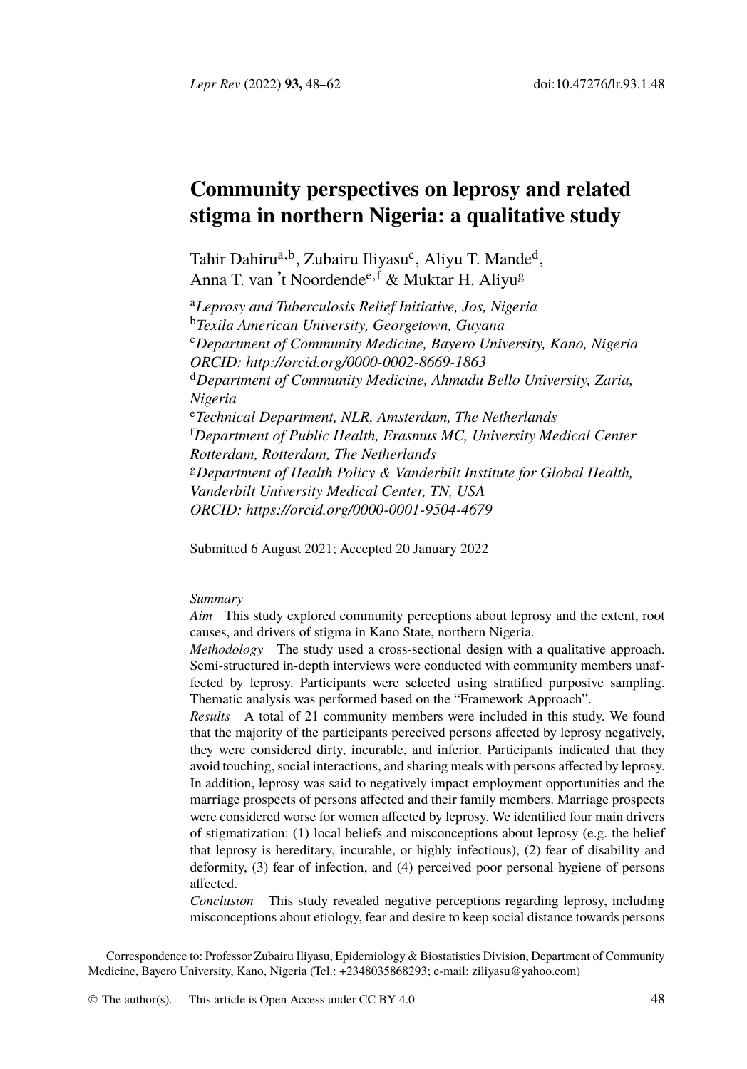# Community perspectives on leprosy and related stigma in northern Nigeria: a qualitative study

Tahir Dahiru[a,b], Zubairu Iliyasu[c], Aliyu T. Mande[d], Anna T. van 't Noordende[e,f] & Muktar H. Aliyu[g]

[a] *Leprosy and Tuberculosis Relief Initiative, Jos, Nigeria*
[b] *Texila American University, Georgetown, Guyana*
[c] *Department of Community Medicine, Bayero University, Kano, Nigeria*
*ORCID: http://orcid.org/0000-0002-8669-1863*
[d] *Department of Community Medicine, Ahmadu Bello University, Zaria, Nigeria*
[e] *Technical Department, NLR, Amsterdam, The Netherlands*
[f] *Department of Public Health, Erasmus MC, University Medical Center Rotterdam, Rotterdam, The Netherlands*
[g] *Department of Health Policy & Vanderbilt Institute for Global Health, Vanderbilt University Medical Center, TN, USA*
*ORCID: https://orcid.org/0000-0001-9504-4679*

Submitted 6 August 2021; Accepted 20 January 2022

*Summary*

*Aim* This study explored community perceptions about leprosy and the extent, root causes, and drivers of stigma in Kano State, northern Nigeria.

*Methodology* The study used a cross-sectional design with a qualitative approach. Semi-structured in-depth interviews were conducted with community members unaffected by leprosy. Participants were selected using stratified purposive sampling. Thematic analysis was performed based on the "Framework Approach".

*Results* A total of 21 community members were included in this study. We found that the majority of the participants perceived persons affected by leprosy negatively, they were considered dirty, incurable, and inferior. Participants indicated that they avoid touching, social interactions, and sharing meals with persons affected by leprosy. In addition, leprosy was said to negatively impact employment opportunities and the marriage prospects of persons affected and their family members. Marriage prospects were considered worse for women affected by leprosy. We identified four main drivers of stigmatization: (1) local beliefs and misconceptions about leprosy (e.g. the belief that leprosy is hereditary, incurable, or highly infectious), (2) fear of disability and deformity, (3) fear of infection, and (4) perceived poor personal hygiene of persons affected.

*Conclusion* This study revealed negative perceptions regarding leprosy, including misconceptions about etiology, fear and desire to keep social distance towards persons

Correspondence to: Professor Zubairu Iliyasu, Epidemiology & Biostatistics Division, Department of Community Medicine, Bayero University, Kano, Nigeria (Tel.: +2348035868293; e-mail: ziliyasu@yahoo.com)

© The author(s). This article is Open Access under CC BY 4.0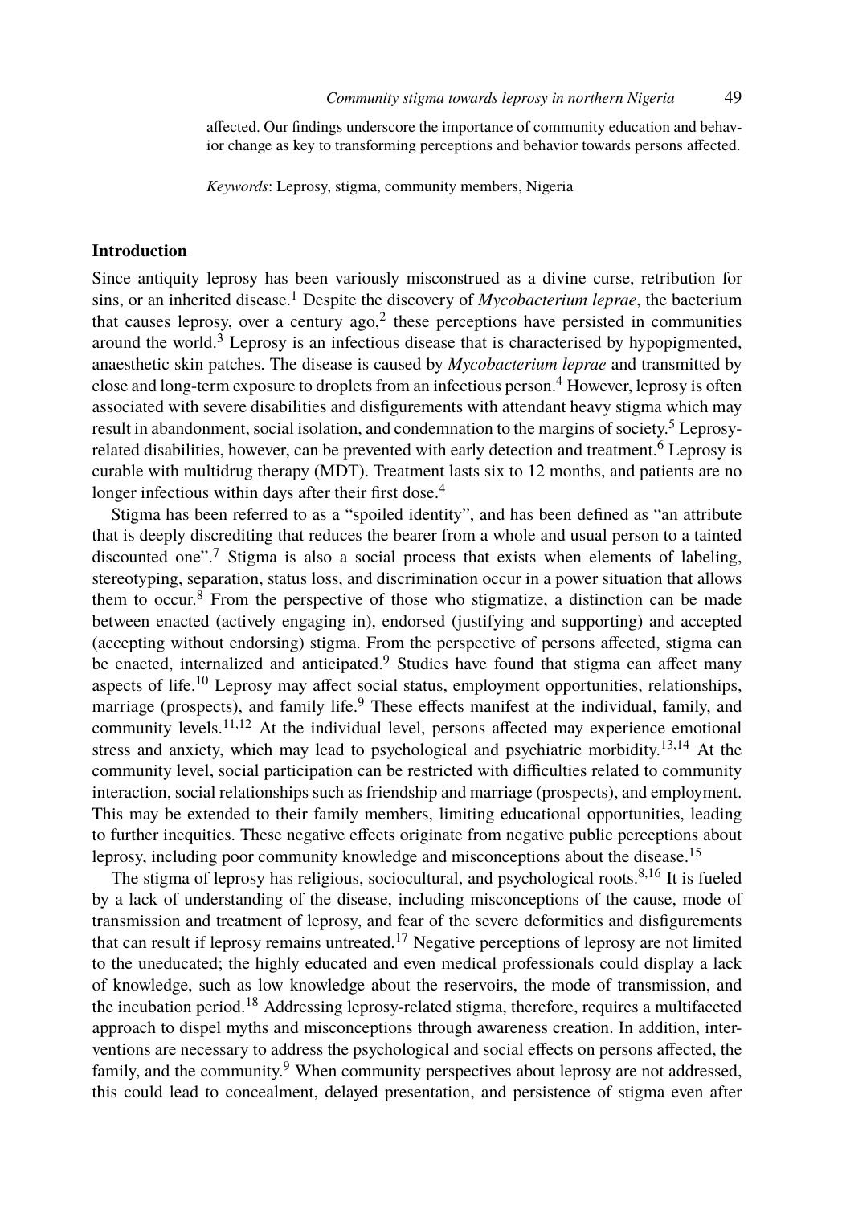affected. Our findings underscore the importance of community education and behavior change as key to transforming perceptions and behavior towards persons affected.

*Keywords*: Leprosy, stigma, community members, Nigeria

## Introduction

Since antiquity leprosy has been variously misconstrued as a divine curse, retribution for sins, or an inherited disease.[1] Despite the discovery of *Mycobacterium leprae*, the bacterium that causes leprosy, over a century ago,[2] these perceptions have persisted in communities around the world.[3] Leprosy is an infectious disease that is characterised by hypopigmented, anaesthetic skin patches. The disease is caused by *Mycobacterium leprae* and transmitted by close and long-term exposure to droplets from an infectious person.[4] However, leprosy is often associated with severe disabilities and disfigurements with attendant heavy stigma which may result in abandonment, social isolation, and condemnation to the margins of society.[5] Leprosy-related disabilities, however, can be prevented with early detection and treatment.[6] Leprosy is curable with multidrug therapy (MDT). Treatment lasts six to 12 months, and patients are no longer infectious within days after their first dose.[4]

Stigma has been referred to as a "spoiled identity", and has been defined as "an attribute that is deeply discrediting that reduces the bearer from a whole and usual person to a tainted discounted one".[7] Stigma is also a social process that exists when elements of labeling, stereotyping, separation, status loss, and discrimination occur in a power situation that allows them to occur.[8] From the perspective of those who stigmatize, a distinction can be made between enacted (actively engaging in), endorsed (justifying and supporting) and accepted (accepting without endorsing) stigma. From the perspective of persons affected, stigma can be enacted, internalized and anticipated.[9] Studies have found that stigma can affect many aspects of life.[10] Leprosy may affect social status, employment opportunities, relationships, marriage (prospects), and family life.[9] These effects manifest at the individual, family, and community levels.[11,12] At the individual level, persons affected may experience emotional stress and anxiety, which may lead to psychological and psychiatric morbidity.[13,14] At the community level, social participation can be restricted with difficulties related to community interaction, social relationships such as friendship and marriage (prospects), and employment. This may be extended to their family members, limiting educational opportunities, leading to further inequities. These negative effects originate from negative public perceptions about leprosy, including poor community knowledge and misconceptions about the disease.[15]

The stigma of leprosy has religious, sociocultural, and psychological roots.[8,16] It is fueled by a lack of understanding of the disease, including misconceptions of the cause, mode of transmission and treatment of leprosy, and fear of the severe deformities and disfigurements that can result if leprosy remains untreated.[17] Negative perceptions of leprosy are not limited to the uneducated; the highly educated and even medical professionals could display a lack of knowledge, such as low knowledge about the reservoirs, the mode of transmission, and the incubation period.[18] Addressing leprosy-related stigma, therefore, requires a multifaceted approach to dispel myths and misconceptions through awareness creation. In addition, interventions are necessary to address the psychological and social effects on persons affected, the family, and the community.[9] When community perspectives about leprosy are not addressed, this could lead to concealment, delayed presentation, and persistence of stigma even after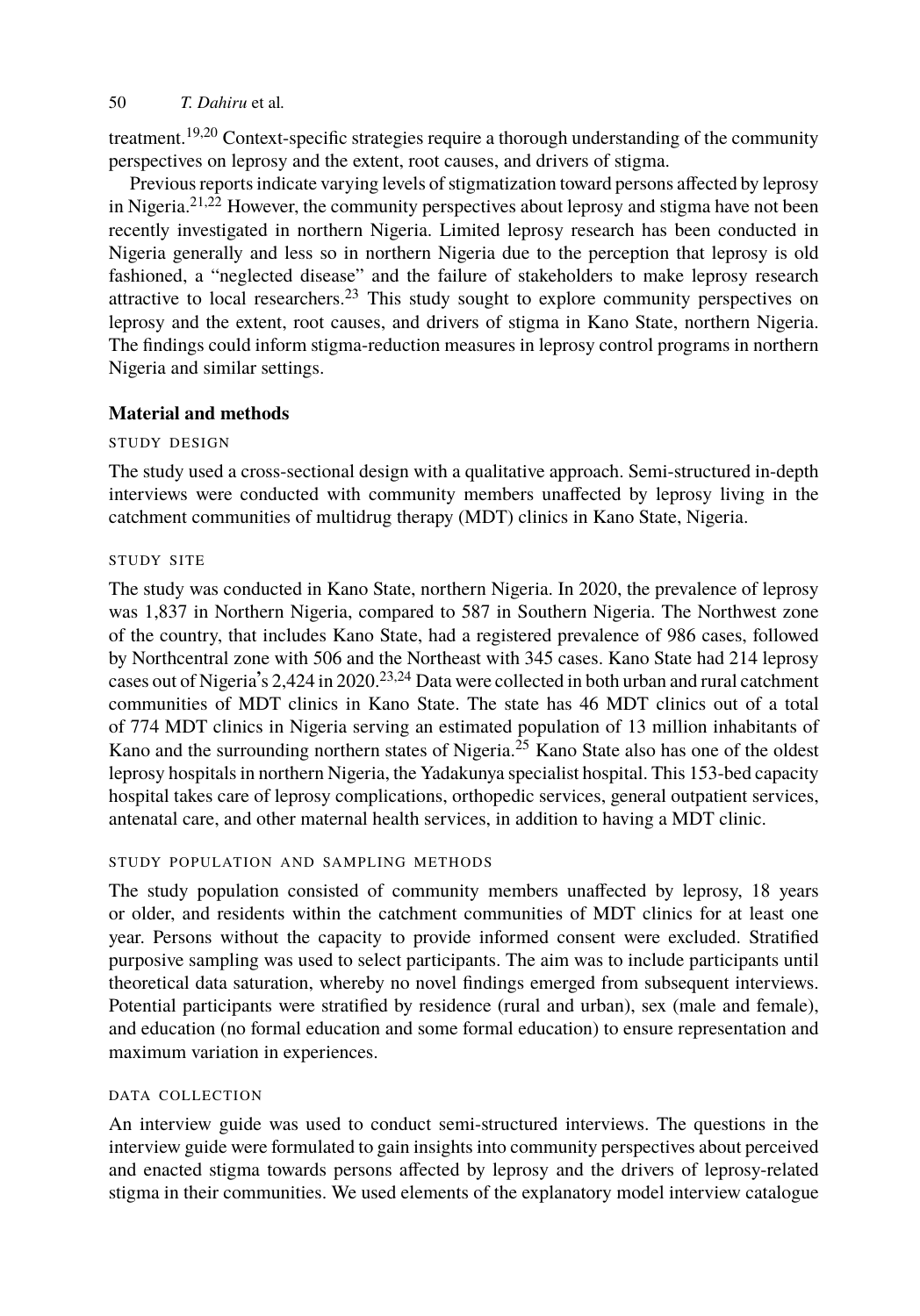treatment.[19,20] Context-specific strategies require a thorough understanding of the community perspectives on leprosy and the extent, root causes, and drivers of stigma.

Previous reports indicate varying levels of stigmatization toward persons affected by leprosy in Nigeria.[21,22] However, the community perspectives about leprosy and stigma have not been recently investigated in northern Nigeria. Limited leprosy research has been conducted in Nigeria generally and less so in northern Nigeria due to the perception that leprosy is old fashioned, a "neglected disease" and the failure of stakeholders to make leprosy research attractive to local researchers.[23] This study sought to explore community perspectives on leprosy and the extent, root causes, and drivers of stigma in Kano State, northern Nigeria. The findings could inform stigma-reduction measures in leprosy control programs in northern Nigeria and similar settings.

## Material and methods

### STUDY DESIGN

The study used a cross-sectional design with a qualitative approach. Semi-structured in-depth interviews were conducted with community members unaffected by leprosy living in the catchment communities of multidrug therapy (MDT) clinics in Kano State, Nigeria.

### STUDY SITE

The study was conducted in Kano State, northern Nigeria. In 2020, the prevalence of leprosy was 1,837 in Northern Nigeria, compared to 587 in Southern Nigeria. The Northwest zone of the country, that includes Kano State, had a registered prevalence of 986 cases, followed by Northcentral zone with 506 and the Northeast with 345 cases. Kano State had 214 leprosy cases out of Nigeria's 2,424 in 2020.[23,24] Data were collected in both urban and rural catchment communities of MDT clinics in Kano State. The state has 46 MDT clinics out of a total of 774 MDT clinics in Nigeria serving an estimated population of 13 million inhabitants of Kano and the surrounding northern states of Nigeria.[25] Kano State also has one of the oldest leprosy hospitals in northern Nigeria, the Yadakunya specialist hospital. This 153-bed capacity hospital takes care of leprosy complications, orthopedic services, general outpatient services, antenatal care, and other maternal health services, in addition to having a MDT clinic.

### STUDY POPULATION AND SAMPLING METHODS

The study population consisted of community members unaffected by leprosy, 18 years or older, and residents within the catchment communities of MDT clinics for at least one year. Persons without the capacity to provide informed consent were excluded. Stratified purposive sampling was used to select participants. The aim was to include participants until theoretical data saturation, whereby no novel findings emerged from subsequent interviews. Potential participants were stratified by residence (rural and urban), sex (male and female), and education (no formal education and some formal education) to ensure representation and maximum variation in experiences.

### DATA COLLECTION

An interview guide was used to conduct semi-structured interviews. The questions in the interview guide were formulated to gain insights into community perspectives about perceived and enacted stigma towards persons affected by leprosy and the drivers of leprosy-related stigma in their communities. We used elements of the explanatory model interview catalogue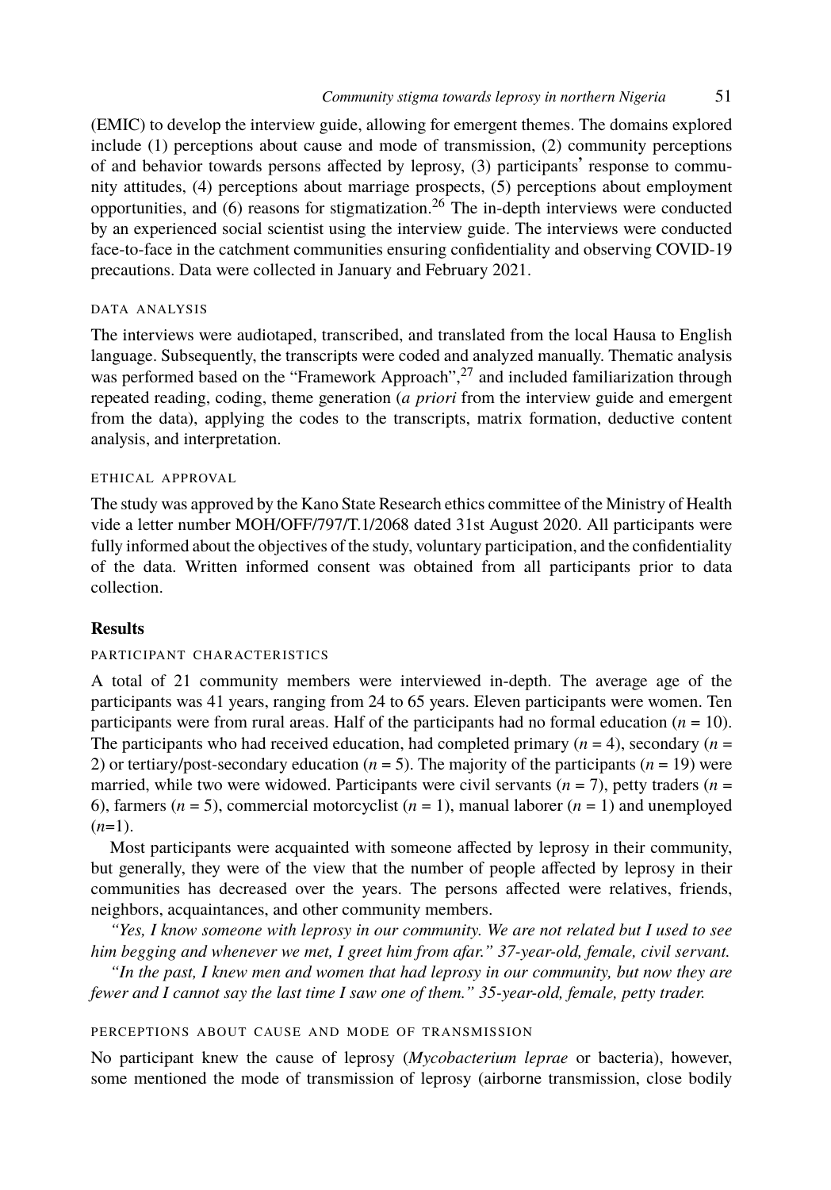(EMIC) to develop the interview guide, allowing for emergent themes. The domains explored include (1) perceptions about cause and mode of transmission, (2) community perceptions of and behavior towards persons affected by leprosy, (3) participants' response to community attitudes, (4) perceptions about marriage prospects, (5) perceptions about employment opportunities, and (6) reasons for stigmatization.[26] The in-depth interviews were conducted by an experienced social scientist using the interview guide. The interviews were conducted face-to-face in the catchment communities ensuring confidentiality and observing COVID-19 precautions. Data were collected in January and February 2021.

### DATA ANALYSIS

The interviews were audiotaped, transcribed, and translated from the local Hausa to English language. Subsequently, the transcripts were coded and analyzed manually. Thematic analysis was performed based on the "Framework Approach",[27] and included familiarization through repeated reading, coding, theme generation (*a priori* from the interview guide and emergent from the data), applying the codes to the transcripts, matrix formation, deductive content analysis, and interpretation.

### ETHICAL APPROVAL

The study was approved by the Kano State Research ethics committee of the Ministry of Health vide a letter number MOH/OFF/797/T.1/2068 dated 31st August 2020. All participants were fully informed about the objectives of the study, voluntary participation, and the confidentiality of the data. Written informed consent was obtained from all participants prior to data collection.

## Results

### PARTICIPANT CHARACTERISTICS

A total of 21 community members were interviewed in-depth. The average age of the participants was 41 years, ranging from 24 to 65 years. Eleven participants were women. Ten participants were from rural areas. Half of the participants had no formal education ($n$ = 10). The participants who had received education, had completed primary ($n$ = 4), secondary ($n$ = 2) or tertiary/post-secondary education ($n$ = 5). The majority of the participants ($n$ = 19) were married, while two were widowed. Participants were civil servants ($n$ = 7), petty traders ($n$ = 6), farmers ($n$ = 5), commercial motorcyclist ($n$ = 1), manual laborer ($n$ = 1) and unemployed ($n$=1).

Most participants were acquainted with someone affected by leprosy in their community, but generally, they were of the view that the number of people affected by leprosy in their communities has decreased over the years. The persons affected were relatives, friends, neighbors, acquaintances, and other community members.

*"Yes, I know someone with leprosy in our community. We are not related but I used to see him begging and whenever we met, I greet him from afar." 37-year-old, female, civil servant.*

*"In the past, I knew men and women that had leprosy in our community, but now they are fewer and I cannot say the last time I saw one of them." 35-year-old, female, petty trader.*

### PERCEPTIONS ABOUT CAUSE AND MODE OF TRANSMISSION

No participant knew the cause of leprosy (*Mycobacterium leprae* or bacteria), however, some mentioned the mode of transmission of leprosy (airborne transmission, close bodily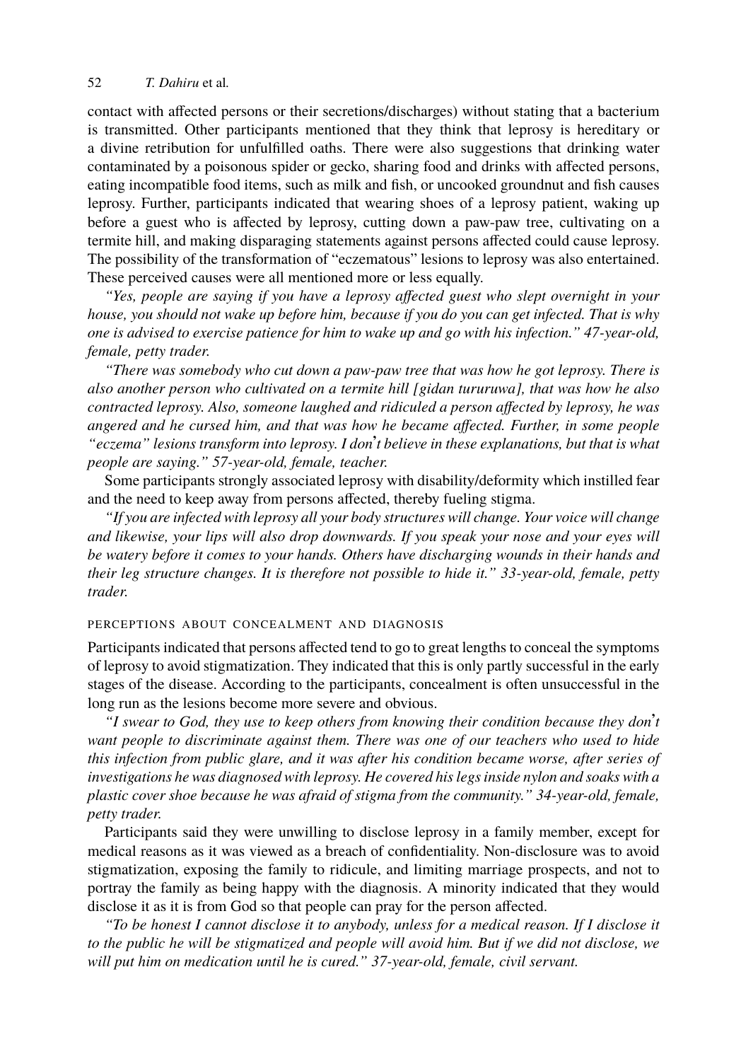contact with affected persons or their secretions/discharges) without stating that a bacterium is transmitted. Other participants mentioned that they think that leprosy is hereditary or a divine retribution for unfulfilled oaths. There were also suggestions that drinking water contaminated by a poisonous spider or gecko, sharing food and drinks with affected persons, eating incompatible food items, such as milk and fish, or uncooked groundnut and fish causes leprosy. Further, participants indicated that wearing shoes of a leprosy patient, waking up before a guest who is affected by leprosy, cutting down a paw-paw tree, cultivating on a termite hill, and making disparaging statements against persons affected could cause leprosy. The possibility of the transformation of "eczematous" lesions to leprosy was also entertained. These perceived causes were all mentioned more or less equally.

*"Yes, people are saying if you have a leprosy affected guest who slept overnight in your house, you should not wake up before him, because if you do you can get infected. That is why one is advised to exercise patience for him to wake up and go with his infection." 47-year-old, female, petty trader.*

*"There was somebody who cut down a paw-paw tree that was how he got leprosy. There is also another person who cultivated on a termite hill [gidan tururuwa], that was how he also contracted leprosy. Also, someone laughed and ridiculed a person affected by leprosy, he was angered and he cursed him, and that was how he became affected. Further, in some people "eczema" lesions transform into leprosy. I don't believe in these explanations, but that is what people are saying." 57-year-old, female, teacher.*

Some participants strongly associated leprosy with disability/deformity which instilled fear and the need to keep away from persons affected, thereby fueling stigma.

*"If you are infected with leprosy all your body structures will change. Your voice will change and likewise, your lips will also drop downwards. If you speak your nose and your eyes will be watery before it comes to your hands. Others have discharging wounds in their hands and their leg structure changes. It is therefore not possible to hide it." 33-year-old, female, petty trader.*

### PERCEPTIONS ABOUT CONCEALMENT AND DIAGNOSIS

Participants indicated that persons affected tend to go to great lengths to conceal the symptoms of leprosy to avoid stigmatization. They indicated that this is only partly successful in the early stages of the disease. According to the participants, concealment is often unsuccessful in the long run as the lesions become more severe and obvious.

*"I swear to God, they use to keep others from knowing their condition because they don't want people to discriminate against them. There was one of our teachers who used to hide this infection from public glare, and it was after his condition became worse, after series of investigations he was diagnosed with leprosy. He covered his legs inside nylon and soaks with a plastic cover shoe because he was afraid of stigma from the community." 34-year-old, female, petty trader.*

Participants said they were unwilling to disclose leprosy in a family member, except for medical reasons as it was viewed as a breach of confidentiality. Non-disclosure was to avoid stigmatization, exposing the family to ridicule, and limiting marriage prospects, and not to portray the family as being happy with the diagnosis. A minority indicated that they would disclose it as it is from God so that people can pray for the person affected.

*"To be honest I cannot disclose it to anybody, unless for a medical reason. If I disclose it to the public he will be stigmatized and people will avoid him. But if we did not disclose, we will put him on medication until he is cured." 37-year-old, female, civil servant.*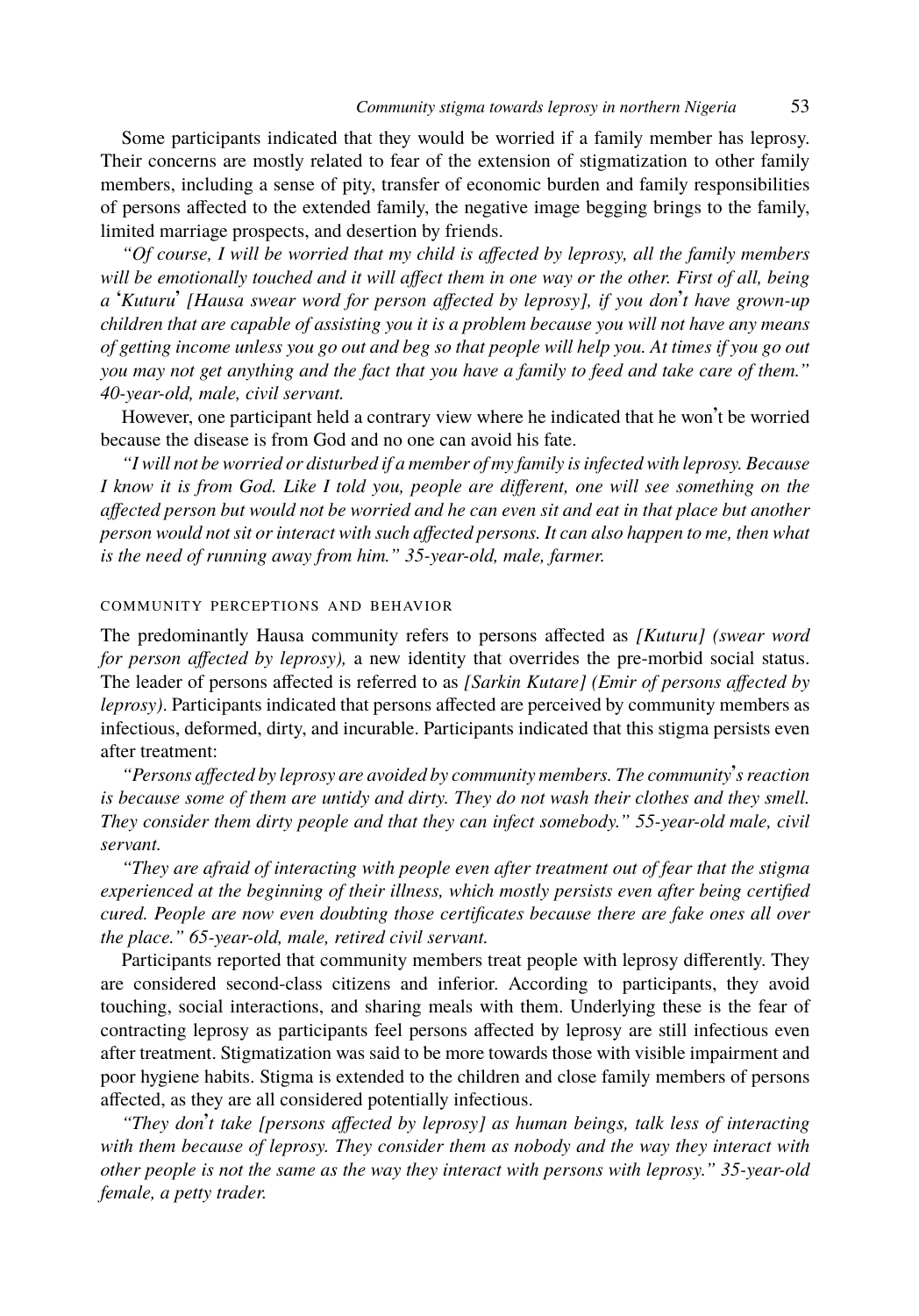Some participants indicated that they would be worried if a family member has leprosy. Their concerns are mostly related to fear of the extension of stigmatization to other family members, including a sense of pity, transfer of economic burden and family responsibilities of persons affected to the extended family, the negative image begging brings to the family, limited marriage prospects, and desertion by friends.

*"Of course, I will be worried that my child is affected by leprosy, all the family members will be emotionally touched and it will affect them in one way or the other. First of all, being a 'Kuturu' [Hausa swear word for person affected by leprosy], if you don't have grown-up children that are capable of assisting you it is a problem because you will not have any means of getting income unless you go out and beg so that people will help you. At times if you go out you may not get anything and the fact that you have a family to feed and take care of them." 40-year-old, male, civil servant.*

However, one participant held a contrary view where he indicated that he won't be worried because the disease is from God and no one can avoid his fate.

*"I will not be worried or disturbed if a member of my family is infected with leprosy. Because I know it is from God. Like I told you, people are different, one will see something on the affected person but would not be worried and he can even sit and eat in that place but another person would not sit or interact with such affected persons. It can also happen to me, then what is the need of running away from him." 35-year-old, male, farmer.*

#### COMMUNITY PERCEPTIONS AND BEHAVIOR

The predominantly Hausa community refers to persons affected as *[Kuturu] (swear word for person affected by leprosy),* a new identity that overrides the pre-morbid social status. The leader of persons affected is referred to as *[Sarkin Kutare] (Emir of persons affected by leprosy)*. Participants indicated that persons affected are perceived by community members as infectious, deformed, dirty, and incurable. Participants indicated that this stigma persists even after treatment:

*"Persons affected by leprosy are avoided by community members. The community's reaction is because some of them are untidy and dirty. They do not wash their clothes and they smell. They consider them dirty people and that they can infect somebody." 55-year-old male, civil servant.*

*"They are afraid of interacting with people even after treatment out of fear that the stigma experienced at the beginning of their illness, which mostly persists even after being certified cured. People are now even doubting those certificates because there are fake ones all over the place." 65-year-old, male, retired civil servant.*

Participants reported that community members treat people with leprosy differently. They are considered second-class citizens and inferior. According to participants, they avoid touching, social interactions, and sharing meals with them. Underlying these is the fear of contracting leprosy as participants feel persons affected by leprosy are still infectious even after treatment. Stigmatization was said to be more towards those with visible impairment and poor hygiene habits. Stigma is extended to the children and close family members of persons affected, as they are all considered potentially infectious.

*"They don't take [persons affected by leprosy] as human beings, talk less of interacting with them because of leprosy. They consider them as nobody and the way they interact with other people is not the same as the way they interact with persons with leprosy." 35-year-old female, a petty trader.*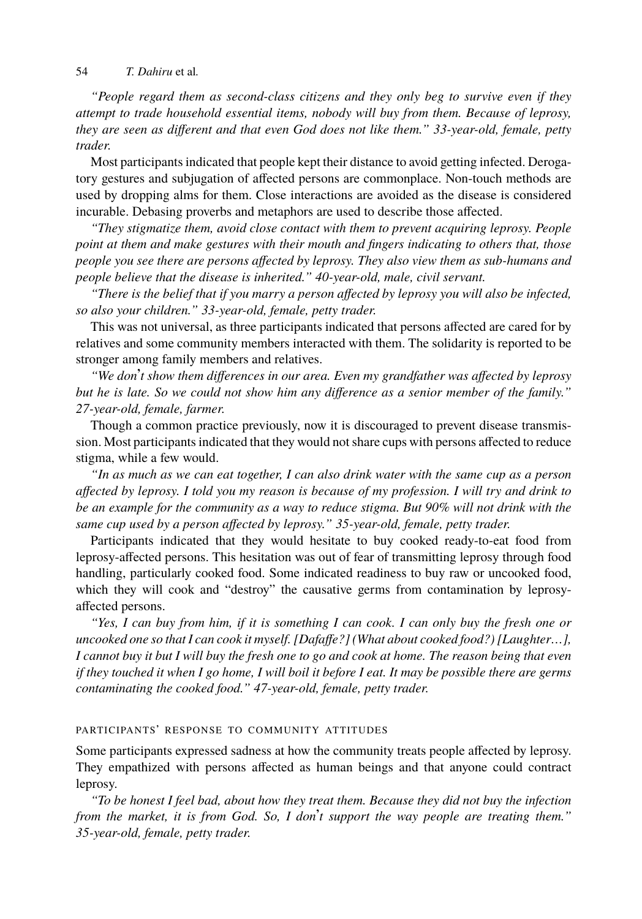*"People regard them as second-class citizens and they only beg to survive even if they attempt to trade household essential items, nobody will buy from them. Because of leprosy, they are seen as different and that even God does not like them." 33-year-old, female, petty trader.*

Most participants indicated that people kept their distance to avoid getting infected. Derogatory gestures and subjugation of affected persons are commonplace. Non-touch methods are used by dropping alms for them. Close interactions are avoided as the disease is considered incurable. Debasing proverbs and metaphors are used to describe those affected.

*"They stigmatize them, avoid close contact with them to prevent acquiring leprosy. People point at them and make gestures with their mouth and fingers indicating to others that, those people you see there are persons affected by leprosy. They also view them as sub-humans and people believe that the disease is inherited." 40-year-old, male, civil servant.*

*"There is the belief that if you marry a person affected by leprosy you will also be infected, so also your children." 33-year-old, female, petty trader.*

This was not universal, as three participants indicated that persons affected are cared for by relatives and some community members interacted with them. The solidarity is reported to be stronger among family members and relatives.

*"We don't show them differences in our area. Even my grandfather was affected by leprosy but he is late. So we could not show him any difference as a senior member of the family." 27-year-old, female, farmer.*

Though a common practice previously, now it is discouraged to prevent disease transmission. Most participants indicated that they would not share cups with persons affected to reduce stigma, while a few would.

*"In as much as we can eat together, I can also drink water with the same cup as a person affected by leprosy. I told you my reason is because of my profession. I will try and drink to be an example for the community as a way to reduce stigma. But 90% will not drink with the same cup used by a person affected by leprosy." 35-year-old, female, petty trader.*

Participants indicated that they would hesitate to buy cooked ready-to-eat food from leprosy-affected persons. This hesitation was out of fear of transmitting leprosy through food handling, particularly cooked food. Some indicated readiness to buy raw or uncooked food, which they will cook and "destroy" the causative germs from contamination by leprosy-affected persons.

*"Yes, I can buy from him, if it is something I can cook. I can only buy the fresh one or uncooked one so that I can cook it myself. [Dafaffe?] (What about cooked food?) [Laughter…], I cannot buy it but I will buy the fresh one to go and cook at home. The reason being that even if they touched it when I go home, I will boil it before I eat. It may be possible there are germs contaminating the cooked food." 47-year-old, female, petty trader.*

#### Participants' response to community attitudes

Some participants expressed sadness at how the community treats people affected by leprosy. They empathized with persons affected as human beings and that anyone could contract leprosy.

*"To be honest I feel bad, about how they treat them. Because they did not buy the infection from the market, it is from God. So, I don't support the way people are treating them." 35-year-old, female, petty trader.*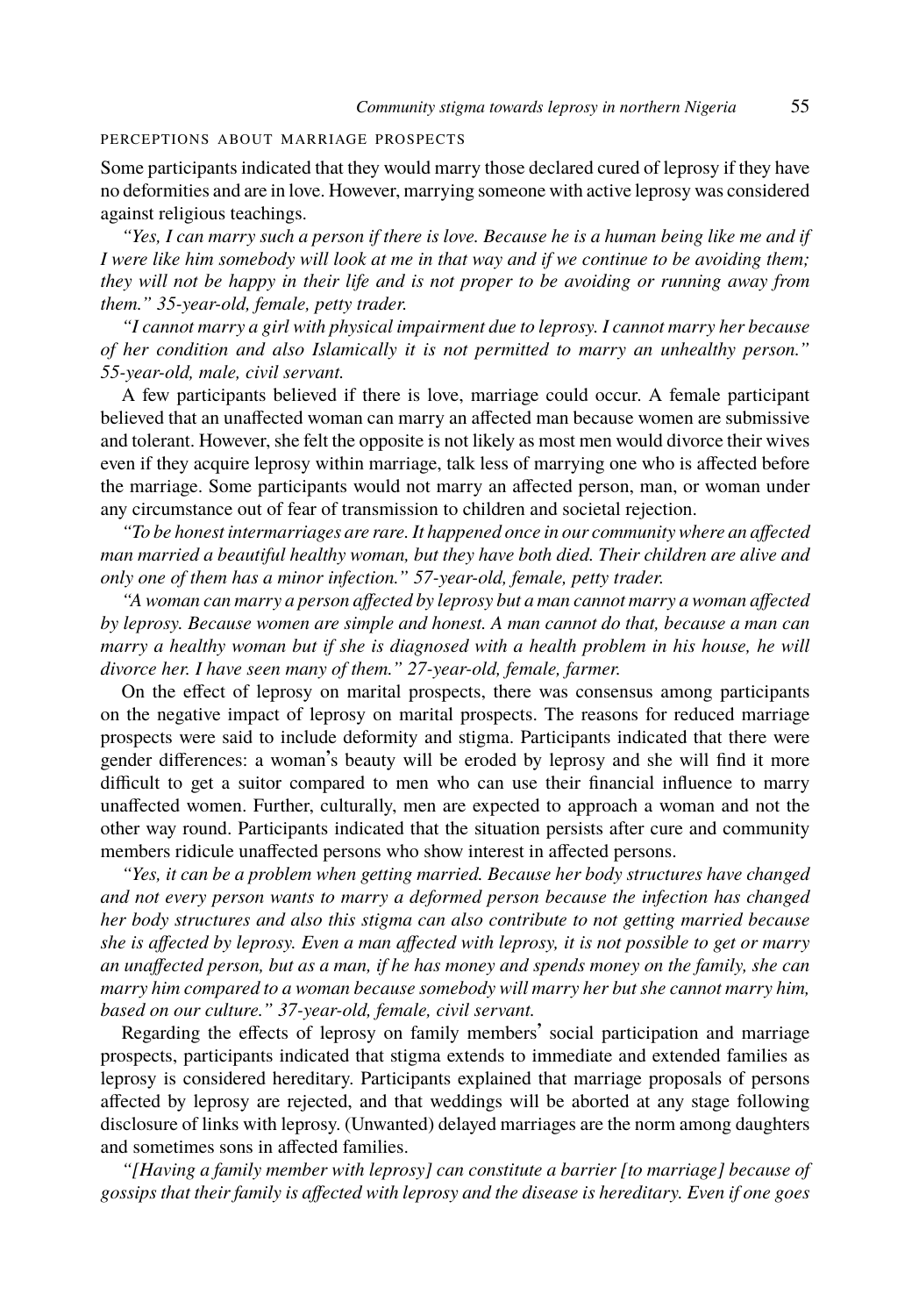### PERCEPTIONS ABOUT MARRIAGE PROSPECTS

Some participants indicated that they would marry those declared cured of leprosy if they have no deformities and are in love. However, marrying someone with active leprosy was considered against religious teachings.

*"Yes, I can marry such a person if there is love. Because he is a human being like me and if I were like him somebody will look at me in that way and if we continue to be avoiding them; they will not be happy in their life and is not proper to be avoiding or running away from them." 35-year-old, female, petty trader.*

*"I cannot marry a girl with physical impairment due to leprosy. I cannot marry her because of her condition and also Islamically it is not permitted to marry an unhealthy person." 55-year-old, male, civil servant.*

A few participants believed if there is love, marriage could occur. A female participant believed that an unaffected woman can marry an affected man because women are submissive and tolerant. However, she felt the opposite is not likely as most men would divorce their wives even if they acquire leprosy within marriage, talk less of marrying one who is affected before the marriage. Some participants would not marry an affected person, man, or woman under any circumstance out of fear of transmission to children and societal rejection.

*"To be honest intermarriages are rare. It happened once in our community where an affected man married a beautiful healthy woman, but they have both died. Their children are alive and only one of them has a minor infection." 57-year-old, female, petty trader.*

*"A woman can marry a person affected by leprosy but a man cannot marry a woman affected by leprosy. Because women are simple and honest. A man cannot do that, because a man can marry a healthy woman but if she is diagnosed with a health problem in his house, he will divorce her. I have seen many of them." 27-year-old, female, farmer.*

On the effect of leprosy on marital prospects, there was consensus among participants on the negative impact of leprosy on marital prospects. The reasons for reduced marriage prospects were said to include deformity and stigma. Participants indicated that there were gender differences: a woman's beauty will be eroded by leprosy and she will find it more difficult to get a suitor compared to men who can use their financial influence to marry unaffected women. Further, culturally, men are expected to approach a woman and not the other way round. Participants indicated that the situation persists after cure and community members ridicule unaffected persons who show interest in affected persons.

*"Yes, it can be a problem when getting married. Because her body structures have changed and not every person wants to marry a deformed person because the infection has changed her body structures and also this stigma can also contribute to not getting married because she is affected by leprosy. Even a man affected with leprosy, it is not possible to get or marry an unaffected person, but as a man, if he has money and spends money on the family, she can marry him compared to a woman because somebody will marry her but she cannot marry him, based on our culture." 37-year-old, female, civil servant.*

Regarding the effects of leprosy on family members' social participation and marriage prospects, participants indicated that stigma extends to immediate and extended families as leprosy is considered hereditary. Participants explained that marriage proposals of persons affected by leprosy are rejected, and that weddings will be aborted at any stage following disclosure of links with leprosy. (Unwanted) delayed marriages are the norm among daughters and sometimes sons in affected families.

*"[Having a family member with leprosy] can constitute a barrier [to marriage] because of gossips that their family is affected with leprosy and the disease is hereditary. Even if one goes*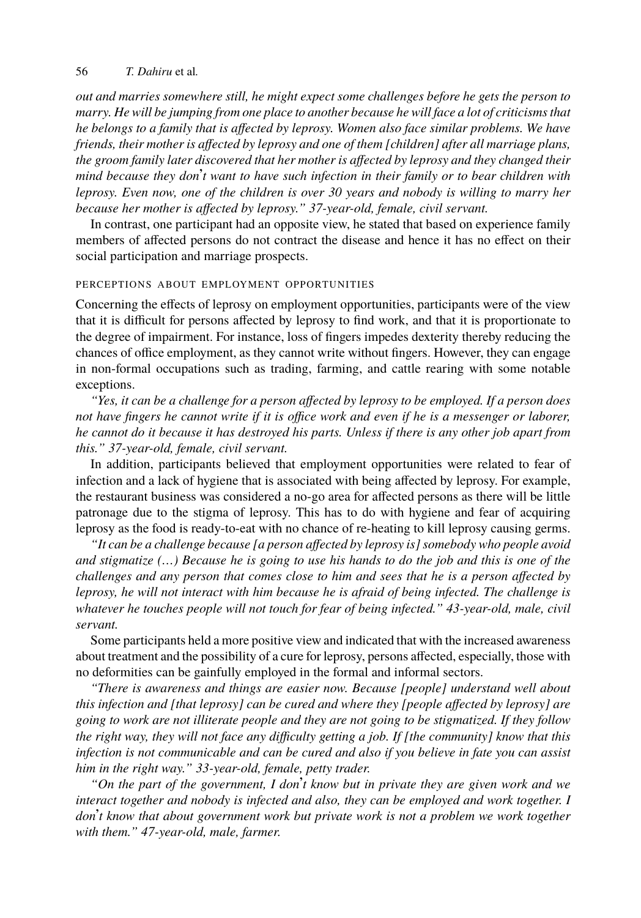*out and marries somewhere still, he might expect some challenges before he gets the person to marry. He will be jumping from one place to another because he will face a lot of criticisms that he belongs to a family that is affected by leprosy. Women also face similar problems. We have friends, their mother is affected by leprosy and one of them [children] after all marriage plans, the groom family later discovered that her mother is affected by leprosy and they changed their mind because they don't want to have such infection in their family or to bear children with leprosy. Even now, one of the children is over 30 years and nobody is willing to marry her because her mother is affected by leprosy." 37-year-old, female, civil servant.*

In contrast, one participant had an opposite view, he stated that based on experience family members of affected persons do not contract the disease and hence it has no effect on their social participation and marriage prospects.

#### PERCEPTIONS ABOUT EMPLOYMENT OPPORTUNITIES

Concerning the effects of leprosy on employment opportunities, participants were of the view that it is difficult for persons affected by leprosy to find work, and that it is proportionate to the degree of impairment. For instance, loss of fingers impedes dexterity thereby reducing the chances of office employment, as they cannot write without fingers. However, they can engage in non-formal occupations such as trading, farming, and cattle rearing with some notable exceptions.

*"Yes, it can be a challenge for a person affected by leprosy to be employed. If a person does not have fingers he cannot write if it is office work and even if he is a messenger or laborer, he cannot do it because it has destroyed his parts. Unless if there is any other job apart from this." 37-year-old, female, civil servant.*

In addition, participants believed that employment opportunities were related to fear of infection and a lack of hygiene that is associated with being affected by leprosy. For example, the restaurant business was considered a no-go area for affected persons as there will be little patronage due to the stigma of leprosy. This has to do with hygiene and fear of acquiring leprosy as the food is ready-to-eat with no chance of re-heating to kill leprosy causing germs.

*"It can be a challenge because [a person affected by leprosy is] somebody who people avoid and stigmatize (…) Because he is going to use his hands to do the job and this is one of the challenges and any person that comes close to him and sees that he is a person affected by leprosy, he will not interact with him because he is afraid of being infected. The challenge is whatever he touches people will not touch for fear of being infected." 43-year-old, male, civil servant.*

Some participants held a more positive view and indicated that with the increased awareness about treatment and the possibility of a cure for leprosy, persons affected, especially, those with no deformities can be gainfully employed in the formal and informal sectors.

*"There is awareness and things are easier now. Because [people] understand well about this infection and [that leprosy] can be cured and where they [people affected by leprosy] are going to work are not illiterate people and they are not going to be stigmatized. If they follow the right way, they will not face any difficulty getting a job. If [the community] know that this infection is not communicable and can be cured and also if you believe in fate you can assist him in the right way." 33-year-old, female, petty trader.*

*"On the part of the government, I don't know but in private they are given work and we interact together and nobody is infected and also, they can be employed and work together. I don't know that about government work but private work is not a problem we work together with them." 47-year-old, male, farmer.*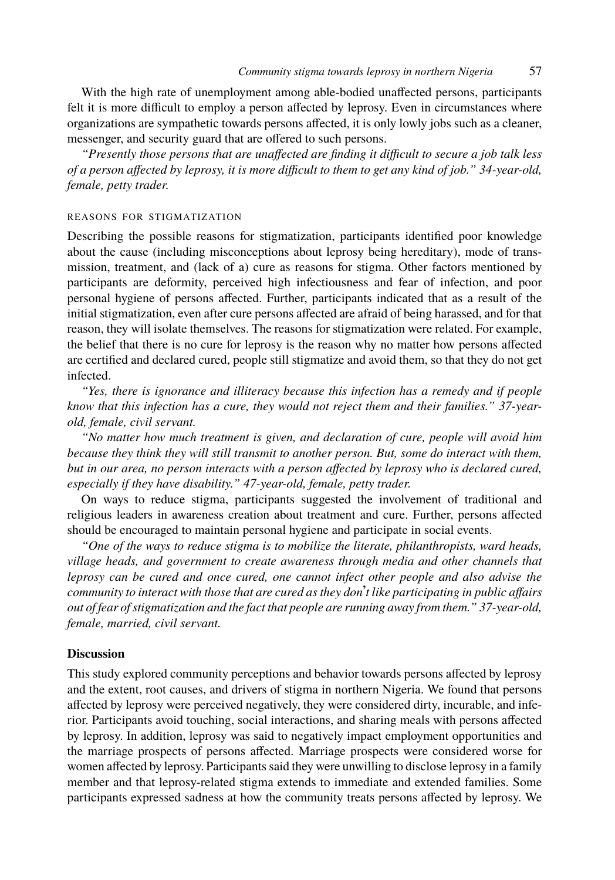With the high rate of unemployment among able-bodied unaffected persons, participants felt it is more difficult to employ a person affected by leprosy. Even in circumstances where organizations are sympathetic towards persons affected, it is only lowly jobs such as a cleaner, messenger, and security guard that are offered to such persons.

*"Presently those persons that are unaffected are finding it difficult to secure a job talk less of a person affected by leprosy, it is more difficult to them to get any kind of job." 34-year-old, female, petty trader.*

#### REASONS FOR STIGMATIZATION

Describing the possible reasons for stigmatization, participants identified poor knowledge about the cause (including misconceptions about leprosy being hereditary), mode of transmission, treatment, and (lack of a) cure as reasons for stigma. Other factors mentioned by participants are deformity, perceived high infectiousness and fear of infection, and poor personal hygiene of persons affected. Further, participants indicated that as a result of the initial stigmatization, even after cure persons affected are afraid of being harassed, and for that reason, they will isolate themselves. The reasons for stigmatization were related. For example, the belief that there is no cure for leprosy is the reason why no matter how persons affected are certified and declared cured, people still stigmatize and avoid them, so that they do not get infected.

*"Yes, there is ignorance and illiteracy because this infection has a remedy and if people know that this infection has a cure, they would not reject them and their families." 37-year-old, female, civil servant.*

*"No matter how much treatment is given, and declaration of cure, people will avoid him because they think they will still transmit to another person. But, some do interact with them, but in our area, no person interacts with a person affected by leprosy who is declared cured, especially if they have disability." 47-year-old, female, petty trader.*

On ways to reduce stigma, participants suggested the involvement of traditional and religious leaders in awareness creation about treatment and cure. Further, persons affected should be encouraged to maintain personal hygiene and participate in social events.

*"One of the ways to reduce stigma is to mobilize the literate, philanthropists, ward heads, village heads, and government to create awareness through media and other channels that leprosy can be cured and once cured, one cannot infect other people and also advise the community to interact with those that are cured as they don't like participating in public affairs out of fear of stigmatization and the fact that people are running away from them." 37-year-old, female, married, civil servant.*

## Discussion

This study explored community perceptions and behavior towards persons affected by leprosy and the extent, root causes, and drivers of stigma in northern Nigeria. We found that persons affected by leprosy were perceived negatively, they were considered dirty, incurable, and inferior. Participants avoid touching, social interactions, and sharing meals with persons affected by leprosy. In addition, leprosy was said to negatively impact employment opportunities and the marriage prospects of persons affected. Marriage prospects were considered worse for women affected by leprosy. Participants said they were unwilling to disclose leprosy in a family member and that leprosy-related stigma extends to immediate and extended families. Some participants expressed sadness at how the community treats persons affected by leprosy. We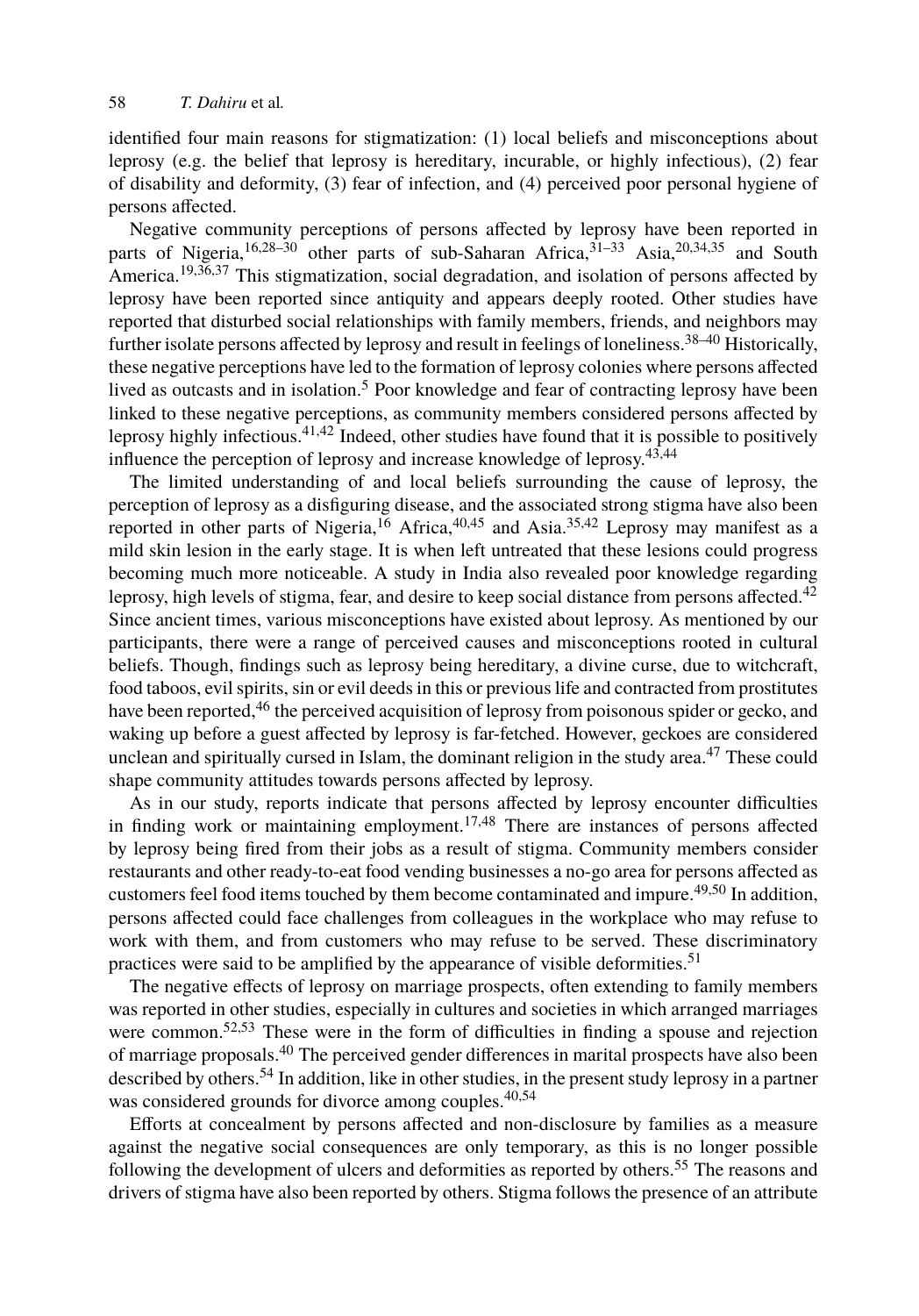identified four main reasons for stigmatization: (1) local beliefs and misconceptions about leprosy (e.g. the belief that leprosy is hereditary, incurable, or highly infectious), (2) fear of disability and deformity, (3) fear of infection, and (4) perceived poor personal hygiene of persons affected.

Negative community perceptions of persons affected by leprosy have been reported in parts of Nigeria,[16,28–30] other parts of sub-Saharan Africa,[31–33] Asia,[20,34,35] and South America.[19,36,37] This stigmatization, social degradation, and isolation of persons affected by leprosy have been reported since antiquity and appears deeply rooted. Other studies have reported that disturbed social relationships with family members, friends, and neighbors may further isolate persons affected by leprosy and result in feelings of loneliness.[38–40] Historically, these negative perceptions have led to the formation of leprosy colonies where persons affected lived as outcasts and in isolation.[5] Poor knowledge and fear of contracting leprosy have been linked to these negative perceptions, as community members considered persons affected by leprosy highly infectious.[41,42] Indeed, other studies have found that it is possible to positively influence the perception of leprosy and increase knowledge of leprosy.[43,44]

The limited understanding of and local beliefs surrounding the cause of leprosy, the perception of leprosy as a disfiguring disease, and the associated strong stigma have also been reported in other parts of Nigeria,[16] Africa,[40,45] and Asia.[35,42] Leprosy may manifest as a mild skin lesion in the early stage. It is when left untreated that these lesions could progress becoming much more noticeable. A study in India also revealed poor knowledge regarding leprosy, high levels of stigma, fear, and desire to keep social distance from persons affected.[42] Since ancient times, various misconceptions have existed about leprosy. As mentioned by our participants, there were a range of perceived causes and misconceptions rooted in cultural beliefs. Though, findings such as leprosy being hereditary, a divine curse, due to witchcraft, food taboos, evil spirits, sin or evil deeds in this or previous life and contracted from prostitutes have been reported,[46] the perceived acquisition of leprosy from poisonous spider or gecko, and waking up before a guest affected by leprosy is far-fetched. However, geckoes are considered unclean and spiritually cursed in Islam, the dominant religion in the study area.[47] These could shape community attitudes towards persons affected by leprosy.

As in our study, reports indicate that persons affected by leprosy encounter difficulties in finding work or maintaining employment.[17,48] There are instances of persons affected by leprosy being fired from their jobs as a result of stigma. Community members consider restaurants and other ready-to-eat food vending businesses a no-go area for persons affected as customers feel food items touched by them become contaminated and impure.[49,50] In addition, persons affected could face challenges from colleagues in the workplace who may refuse to work with them, and from customers who may refuse to be served. These discriminatory practices were said to be amplified by the appearance of visible deformities.[51]

The negative effects of leprosy on marriage prospects, often extending to family members was reported in other studies, especially in cultures and societies in which arranged marriages were common.[52,53] These were in the form of difficulties in finding a spouse and rejection of marriage proposals.[40] The perceived gender differences in marital prospects have also been described by others.[54] In addition, like in other studies, in the present study leprosy in a partner was considered grounds for divorce among couples.[40,54]

Efforts at concealment by persons affected and non-disclosure by families as a measure against the negative social consequences are only temporary, as this is no longer possible following the development of ulcers and deformities as reported by others.[55] The reasons and drivers of stigma have also been reported by others. Stigma follows the presence of an attribute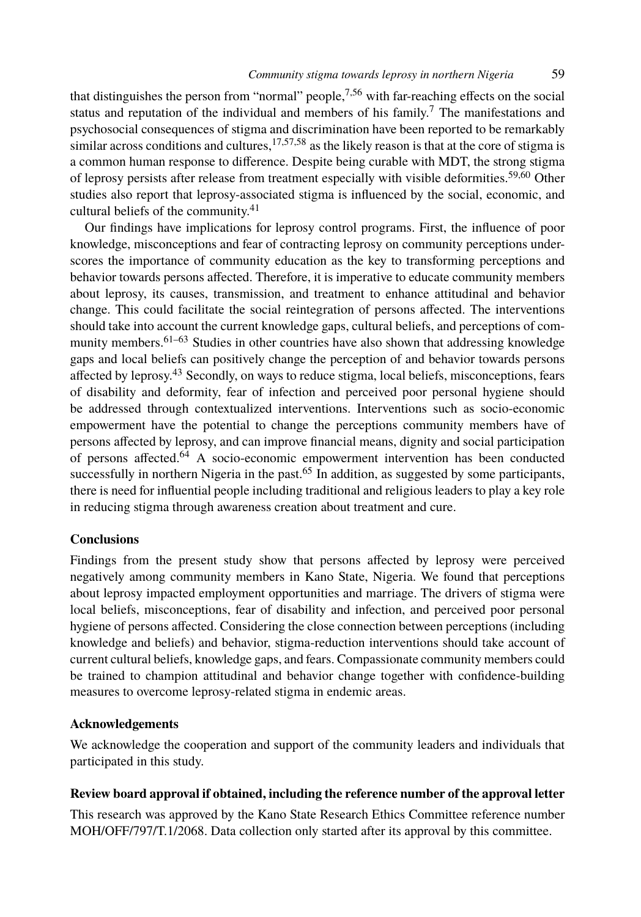that distinguishes the person from "normal" people,[7,56] with far-reaching effects on the social status and reputation of the individual and members of his family.[7] The manifestations and psychosocial consequences of stigma and discrimination have been reported to be remarkably similar across conditions and cultures,[17,57,58] as the likely reason is that at the core of stigma is a common human response to difference. Despite being curable with MDT, the strong stigma of leprosy persists after release from treatment especially with visible deformities.[59,60] Other studies also report that leprosy-associated stigma is influenced by the social, economic, and cultural beliefs of the community.[41]

Our findings have implications for leprosy control programs. First, the influence of poor knowledge, misconceptions and fear of contracting leprosy on community perceptions underscores the importance of community education as the key to transforming perceptions and behavior towards persons affected. Therefore, it is imperative to educate community members about leprosy, its causes, transmission, and treatment to enhance attitudinal and behavior change. This could facilitate the social reintegration of persons affected. The interventions should take into account the current knowledge gaps, cultural beliefs, and perceptions of community members.[61–63] Studies in other countries have also shown that addressing knowledge gaps and local beliefs can positively change the perception of and behavior towards persons affected by leprosy.[43] Secondly, on ways to reduce stigma, local beliefs, misconceptions, fears of disability and deformity, fear of infection and perceived poor personal hygiene should be addressed through contextualized interventions. Interventions such as socio-economic empowerment have the potential to change the perceptions community members have of persons affected by leprosy, and can improve financial means, dignity and social participation of persons affected.[64] A socio-economic empowerment intervention has been conducted successfully in northern Nigeria in the past.[65] In addition, as suggested by some participants, there is need for influential people including traditional and religious leaders to play a key role in reducing stigma through awareness creation about treatment and cure.

## Conclusions

Findings from the present study show that persons affected by leprosy were perceived negatively among community members in Kano State, Nigeria. We found that perceptions about leprosy impacted employment opportunities and marriage. The drivers of stigma were local beliefs, misconceptions, fear of disability and infection, and perceived poor personal hygiene of persons affected. Considering the close connection between perceptions (including knowledge and beliefs) and behavior, stigma-reduction interventions should take account of current cultural beliefs, knowledge gaps, and fears. Compassionate community members could be trained to champion attitudinal and behavior change together with confidence-building measures to overcome leprosy-related stigma in endemic areas.

## Acknowledgements

We acknowledge the cooperation and support of the community leaders and individuals that participated in this study.

## Review board approval if obtained, including the reference number of the approval letter

This research was approved by the Kano State Research Ethics Committee reference number MOH/OFF/797/T.1/2068. Data collection only started after its approval by this committee.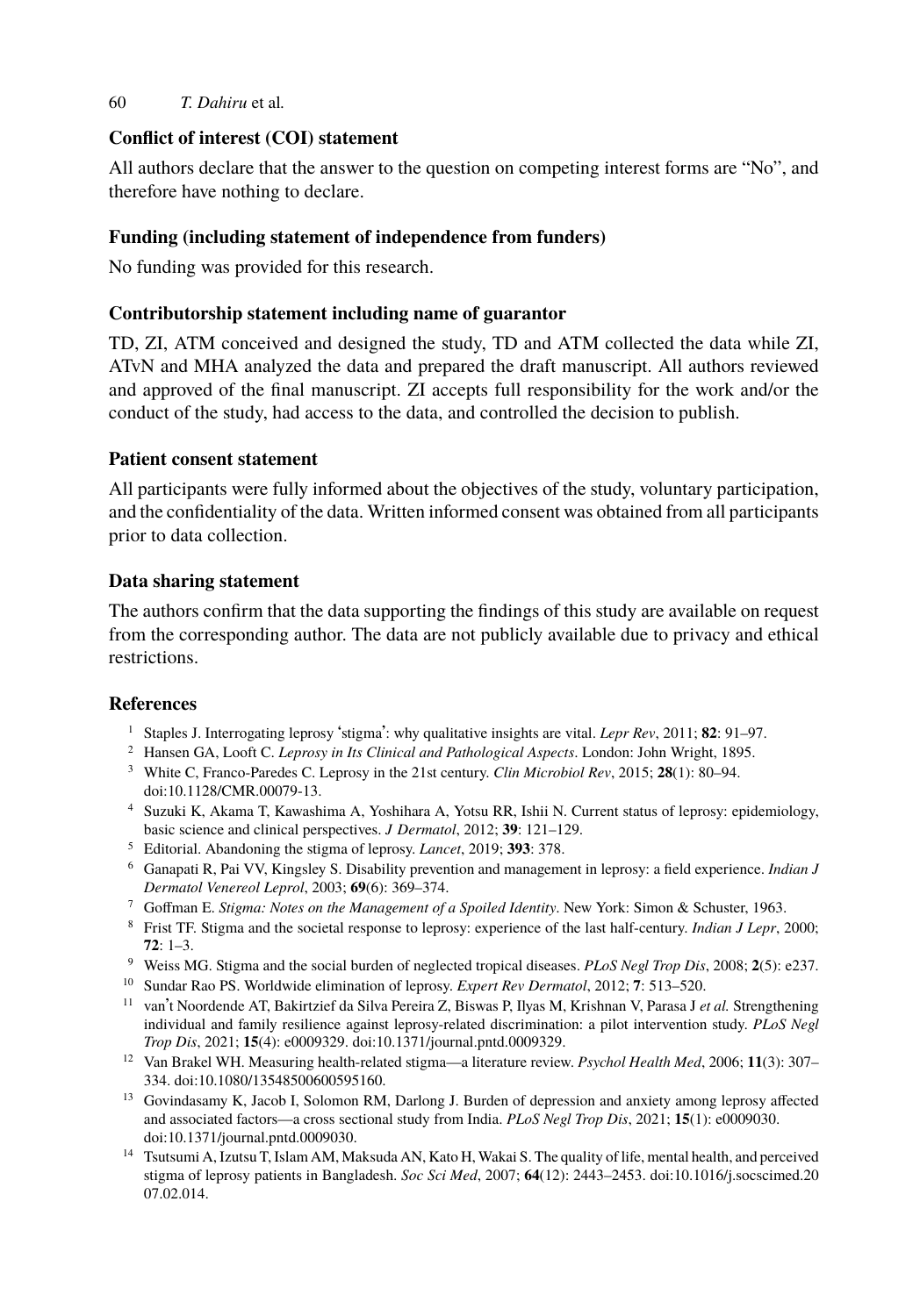### Conflict of interest (COI) statement

All authors declare that the answer to the question on competing interest forms are "No", and therefore have nothing to declare.

### Funding (including statement of independence from funders)

No funding was provided for this research.

### Contributorship statement including name of guarantor

TD, ZI, ATM conceived and designed the study, TD and ATM collected the data while ZI, ATvN and MHA analyzed the data and prepared the draft manuscript. All authors reviewed and approved of the final manuscript. ZI accepts full responsibility for the work and/or the conduct of the study, had access to the data, and controlled the decision to publish.

### Patient consent statement

All participants were fully informed about the objectives of the study, voluntary participation, and the confidentiality of the data. Written informed consent was obtained from all participants prior to data collection.

### Data sharing statement

The authors confirm that the data supporting the findings of this study are available on request from the corresponding author. The data are not publicly available due to privacy and ethical restrictions.

### References

1. Staples J. Interrogating leprosy 'stigma': why qualitative insights are vital. *Lepr Rev*, 2011; **82**: 91–97.
2. Hansen GA, Looft C. *Leprosy in Its Clinical and Pathological Aspects*. London: John Wright, 1895.
3. White C, Franco-Paredes C. Leprosy in the 21st century. *Clin Microbiol Rev*, 2015; **28**(1): 80–94. doi:10.1128/CMR.00079-13.
4. Suzuki K, Akama T, Kawashima A, Yoshihara A, Yotsu RR, Ishii N. Current status of leprosy: epidemiology, basic science and clinical perspectives. *J Dermatol*, 2012; **39**: 121–129.
5. Editorial. Abandoning the stigma of leprosy. *Lancet*, 2019; **393**: 378.
6. Ganapati R, Pai VV, Kingsley S. Disability prevention and management in leprosy: a field experience. *Indian J Dermatol Venereol Leprol*, 2003; **69**(6): 369–374.
7. Goffman E. *Stigma: Notes on the Management of a Spoiled Identity*. New York: Simon & Schuster, 1963.
8. Frist TF. Stigma and the societal response to leprosy: experience of the last half-century. *Indian J Lepr*, 2000; **72**: 1–3.
9. Weiss MG. Stigma and the social burden of neglected tropical diseases. *PLoS Negl Trop Dis*, 2008; **2**(5): e237.
10. Sundar Rao PS. Worldwide elimination of leprosy. *Expert Rev Dermatol*, 2012; **7**: 513–520.
11. van't Noordende AT, Bakirtzief da Silva Pereira Z, Biswas P, Ilyas M, Krishnan V, Parasa J *et al.* Strengthening individual and family resilience against leprosy-related discrimination: a pilot intervention study. *PLoS Negl Trop Dis*, 2021; **15**(4): e0009329. doi:10.1371/journal.pntd.0009329.
12. Van Brakel WH. Measuring health-related stigma—a literature review. *Psychol Health Med*, 2006; **11**(3): 307–334. doi:10.1080/13548500600595160.
13. Govindasamy K, Jacob I, Solomon RM, Darlong J. Burden of depression and anxiety among leprosy affected and associated factors—a cross sectional study from India. *PLoS Negl Trop Dis*, 2021; **15**(1): e0009030. doi:10.1371/journal.pntd.0009030.
14. Tsutsumi A, Izutsu T, Islam AM, Maksuda AN, Kato H, Wakai S. The quality of life, mental health, and perceived stigma of leprosy patients in Bangladesh. *Soc Sci Med*, 2007; **64**(12): 2443–2453. doi:10.1016/j.socscimed.2007.02.014.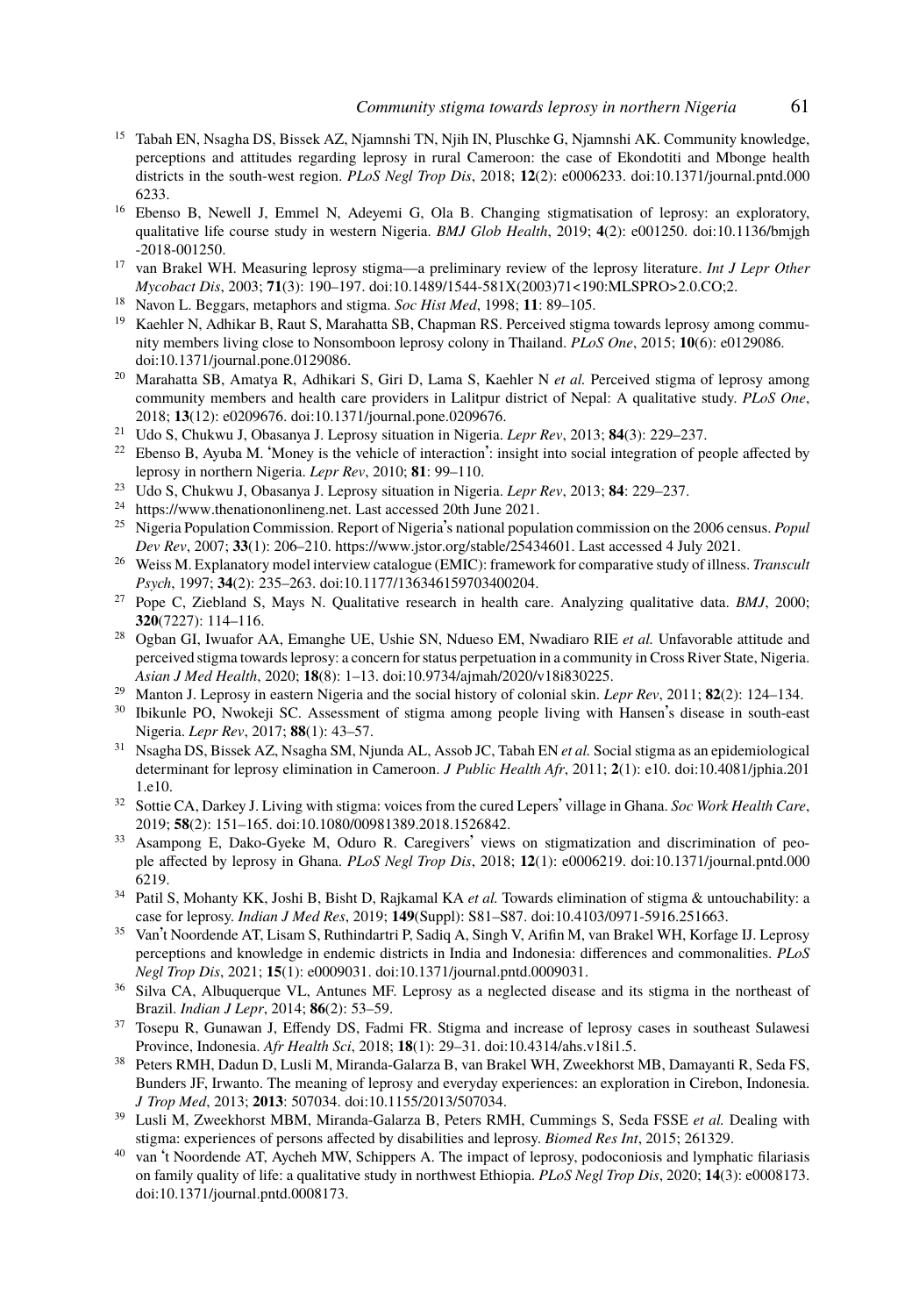15. Tabah EN, Nsagha DS, Bissek AZ, Njamnshi TN, Njih IN, Pluschke G, Njamnshi AK. Community knowledge, perceptions and attitudes regarding leprosy in rural Cameroon: the case of Ekondotiti and Mbonge health districts in the south-west region. *PLoS Negl Trop Dis*, 2018; **12**(2): e0006233. doi:10.1371/journal.pntd.0006233.
16. Ebenso B, Newell J, Emmel N, Adeyemi G, Ola B. Changing stigmatisation of leprosy: an exploratory, qualitative life course study in western Nigeria. *BMJ Glob Health*, 2019; **4**(2): e001250. doi:10.1136/bmjgh-2018-001250.
17. van Brakel WH. Measuring leprosy stigma—a preliminary review of the leprosy literature. *Int J Lepr Other Mycobact Dis*, 2003; **71**(3): 190–197. doi:10.1489/1544-581X(2003)71<190:MLSPRO>2.0.CO;2.
18. Navon L. Beggars, metaphors and stigma. *Soc Hist Med*, 1998; **11**: 89–105.
19. Kaehler N, Adhikar B, Raut S, Marahatta SB, Chapman RS. Perceived stigma towards leprosy among community members living close to Nonsomboon leprosy colony in Thailand. *PLoS One*, 2015; **10**(6): e0129086. doi:10.1371/journal.pone.0129086.
20. Marahatta SB, Amatya R, Adhikari S, Giri D, Lama S, Kaehler N *et al.* Perceived stigma of leprosy among community members and health care providers in Lalitpur district of Nepal: A qualitative study. *PLoS One*, 2018; **13**(12): e0209676. doi:10.1371/journal.pone.0209676.
21. Udo S, Chukwu J, Obasanya J. Leprosy situation in Nigeria. *Lepr Rev*, 2013; **84**(3): 229–237.
22. Ebenso B, Ayuba M. 'Money is the vehicle of interaction': insight into social integration of people affected by leprosy in northern Nigeria. *Lepr Rev*, 2010; **81**: 99–110.
23. Udo S, Chukwu J, Obasanya J. Leprosy situation in Nigeria. *Lepr Rev*, 2013; **84**: 229–237.
24. https://www.thenationonlineng.net. Last accessed 20th June 2021.
25. Nigeria Population Commission. Report of Nigeria's national population commission on the 2006 census. *Popul Dev Rev*, 2007; **33**(1): 206–210. https://www.jstor.org/stable/25434601. Last accessed 4 July 2021.
26. Weiss M. Explanatory model interview catalogue (EMIC): framework for comparative study of illness. *Transcult Psych*, 1997; **34**(2): 235–263. doi:10.1177/136346159703400204.
27. Pope C, Ziebland S, Mays N. Qualitative research in health care. Analyzing qualitative data. *BMJ*, 2000; **320**(7227): 114–116.
28. Ogban GI, Iwuafor AA, Emanghe UE, Ushie SN, Ndueso EM, Nwadiaro RIE *et al.* Unfavorable attitude and perceived stigma towards leprosy: a concern for status perpetuation in a community in Cross River State, Nigeria. *Asian J Med Health*, 2020; **18**(8): 1–13. doi:10.9734/ajmah/2020/v18i830225.
29. Manton J. Leprosy in eastern Nigeria and the social history of colonial skin. *Lepr Rev*, 2011; **82**(2): 124–134.
30. Ibikunle PO, Nwokeji SC. Assessment of stigma among people living with Hansen's disease in south-east Nigeria. *Lepr Rev*, 2017; **88**(1): 43–57.
31. Nsagha DS, Bissek AZ, Nsagha SM, Njunda AL, Assob JC, Tabah EN *et al.* Social stigma as an epidemiological determinant for leprosy elimination in Cameroon. *J Public Health Afr*, 2011; **2**(1): e10. doi:10.4081/jphia.2011.e10.
32. Sottie CA, Darkey J. Living with stigma: voices from the cured Lepers' village in Ghana. *Soc Work Health Care*, 2019; **58**(2): 151–165. doi:10.1080/00981389.2018.1526842.
33. Asampong E, Dako-Gyeke M, Oduro R. Caregivers' views on stigmatization and discrimination of people affected by leprosy in Ghana. *PLoS Negl Trop Dis*, 2018; **12**(1): e0006219. doi:10.1371/journal.pntd.0006219.
34. Patil S, Mohanty KK, Joshi B, Bisht D, Rajkamal KA *et al.* Towards elimination of stigma & untouchability: a case for leprosy. *Indian J Med Res*, 2019; **149**(Suppl): S81–S87. doi:10.4103/0971-5916.251663.
35. Van't Noordende AT, Lisam S, Ruthindartri P, Sadiq A, Singh V, Arifin M, van Brakel WH, Korfage IJ. Leprosy perceptions and knowledge in endemic districts in India and Indonesia: differences and commonalities. *PLoS Negl Trop Dis*, 2021; **15**(1): e0009031. doi:10.1371/journal.pntd.0009031.
36. Silva CA, Albuquerque VL, Antunes MF. Leprosy as a neglected disease and its stigma in the northeast of Brazil. *Indian J Lepr*, 2014; **86**(2): 53–59.
37. Tosepu R, Gunawan J, Effendy DS, Fadmi FR. Stigma and increase of leprosy cases in southeast Sulawesi Province, Indonesia. *Afr Health Sci*, 2018; **18**(1): 29–31. doi:10.4314/ahs.v18i1.5.
38. Peters RMH, Dadun D, Lusli M, Miranda-Galarza B, van Brakel WH, Zweekhorst MB, Damayanti R, Seda FS, Bunders JF, Irwanto. The meaning of leprosy and everyday experiences: an exploration in Cirebon, Indonesia. *J Trop Med*, 2013; **2013**: 507034. doi:10.1155/2013/507034.
39. Lusli M, Zweekhorst MBM, Miranda-Galarza B, Peters RMH, Cummings S, Seda FSSE *et al.* Dealing with stigma: experiences of persons affected by disabilities and leprosy. *Biomed Res Int*, 2015; 261329.
40. van 't Noordende AT, Aycheh MW, Schippers A. The impact of leprosy, podoconiosis and lymphatic filariasis on family quality of life: a qualitative study in northwest Ethiopia. *PLoS Negl Trop Dis*, 2020; **14**(3): e0008173. doi:10.1371/journal.pntd.0008173.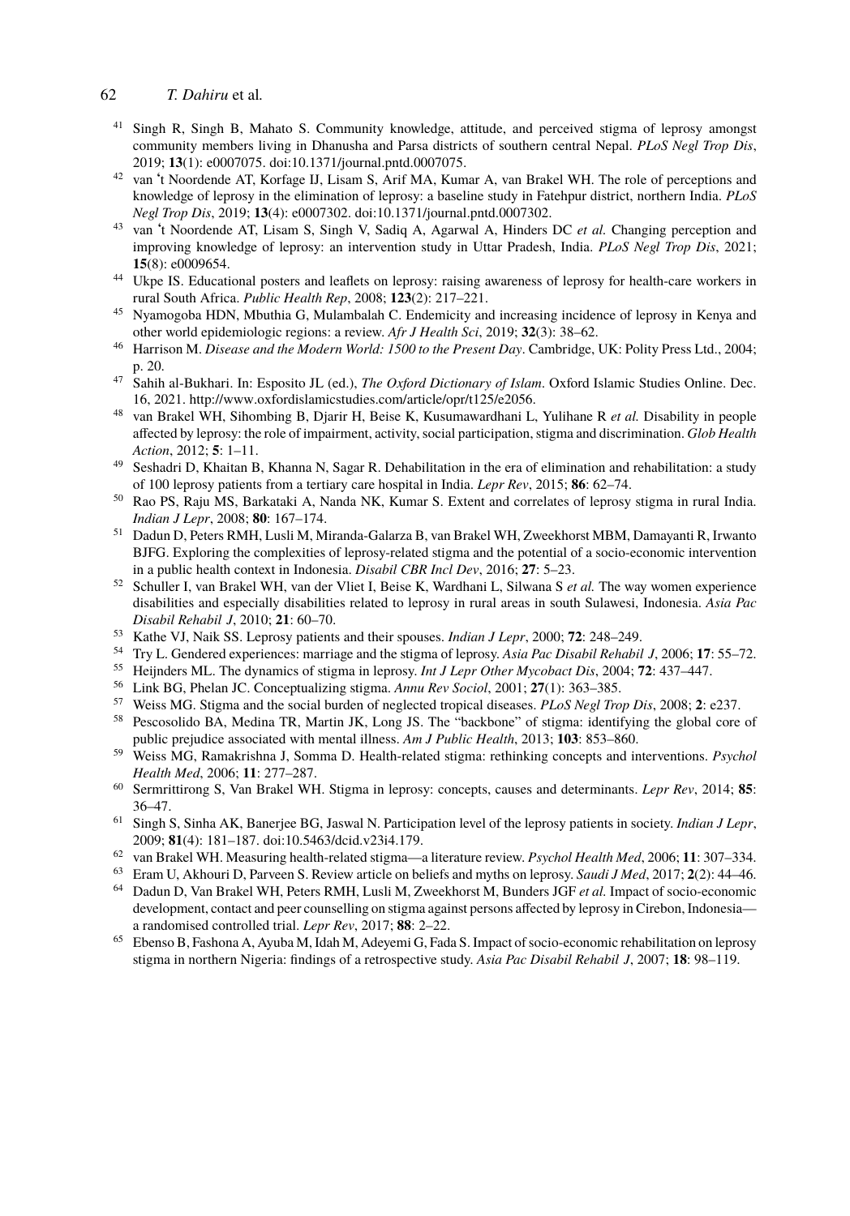41 Singh R, Singh B, Mahato S. Community knowledge, attitude, and perceived stigma of leprosy amongst community members living in Dhanusha and Parsa districts of southern central Nepal. *PLoS Negl Trop Dis*, 2019; **13**(1): e0007075. doi:10.1371/journal.pntd.0007075.

42 van 't Noordende AT, Korfage IJ, Lisam S, Arif MA, Kumar A, van Brakel WH. The role of perceptions and knowledge of leprosy in the elimination of leprosy: a baseline study in Fatehpur district, northern India. *PLoS Negl Trop Dis*, 2019; **13**(4): e0007302. doi:10.1371/journal.pntd.0007302.

43 van 't Noordende AT, Lisam S, Singh V, Sadiq A, Agarwal A, Hinders DC *et al.* Changing perception and improving knowledge of leprosy: an intervention study in Uttar Pradesh, India. *PLoS Negl Trop Dis*, 2021; **15**(8): e0009654.

44 Ukpe IS. Educational posters and leaflets on leprosy: raising awareness of leprosy for health-care workers in rural South Africa. *Public Health Rep*, 2008; **123**(2): 217–221.

45 Nyamogoba HDN, Mbuthia G, Mulambalah C. Endemicity and increasing incidence of leprosy in Kenya and other world epidemiologic regions: a review. *Afr J Health Sci*, 2019; **32**(3): 38–62.

46 Harrison M. *Disease and the Modern World: 1500 to the Present Day*. Cambridge, UK: Polity Press Ltd., 2004; p. 20.

47 Sahih al-Bukhari. In: Esposito JL (ed.), *The Oxford Dictionary of Islam*. Oxford Islamic Studies Online. Dec. 16, 2021. http://www.oxfordislamicstudies.com/article/opr/t125/e2056.

48 van Brakel WH, Sihombing B, Djarir H, Beise K, Kusumawardhani L, Yulihane R *et al.* Disability in people affected by leprosy: the role of impairment, activity, social participation, stigma and discrimination. *Glob Health Action*, 2012; **5**: 1–11.

49 Seshadri D, Khaitan B, Khanna N, Sagar R. Dehabilitation in the era of elimination and rehabilitation: a study of 100 leprosy patients from a tertiary care hospital in India. *Lepr Rev*, 2015; **86**: 62–74.

50 Rao PS, Raju MS, Barkataki A, Nanda NK, Kumar S. Extent and correlates of leprosy stigma in rural India. *Indian J Lepr*, 2008; **80**: 167–174.

51 Dadun D, Peters RMH, Lusli M, Miranda-Galarza B, van Brakel WH, Zweekhorst MBM, Damayanti R, Irwanto BJFG. Exploring the complexities of leprosy-related stigma and the potential of a socio-economic intervention in a public health context in Indonesia. *Disabil CBR Incl Dev*, 2016; **27**: 5–23.

52 Schuller I, van Brakel WH, van der Vliet I, Beise K, Wardhani L, Silwana S *et al.* The way women experience disabilities and especially disabilities related to leprosy in rural areas in south Sulawesi, Indonesia. *Asia Pac Disabil Rehabil J*, 2010; **21**: 60–70.

53 Kathe VJ, Naik SS. Leprosy patients and their spouses. *Indian J Lepr*, 2000; **72**: 248–249.

54 Try L. Gendered experiences: marriage and the stigma of leprosy. *Asia Pac Disabil Rehabil J*, 2006; **17**: 55–72.

55 Heijnders ML. The dynamics of stigma in leprosy. *Int J Lepr Other Mycobact Dis*, 2004; **72**: 437–447.

56 Link BG, Phelan JC. Conceptualizing stigma. *Annu Rev Sociol*, 2001; **27**(1): 363–385.

57 Weiss MG. Stigma and the social burden of neglected tropical diseases. *PLoS Negl Trop Dis*, 2008; **2**: e237.

58 Pescosolido BA, Medina TR, Martin JK, Long JS. The "backbone" of stigma: identifying the global core of public prejudice associated with mental illness. *Am J Public Health*, 2013; **103**: 853–860.

59 Weiss MG, Ramakrishna J, Somma D. Health-related stigma: rethinking concepts and interventions. *Psychol Health Med*, 2006; **11**: 277–287.

60 Sermrittirong S, Van Brakel WH. Stigma in leprosy: concepts, causes and determinants. *Lepr Rev*, 2014; **85**: 36–47.

61 Singh S, Sinha AK, Banerjee BG, Jaswal N. Participation level of the leprosy patients in society. *Indian J Lepr*, 2009; **81**(4): 181–187. doi:10.5463/dcid.v23i4.179.

62 van Brakel WH. Measuring health-related stigma—a literature review. *Psychol Health Med*, 2006; **11**: 307–334.

63 Eram U, Akhouri D, Parveen S. Review article on beliefs and myths on leprosy. *Saudi J Med*, 2017; **2**(2): 44–46.

64 Dadun D, Van Brakel WH, Peters RMH, Lusli M, Zweekhorst M, Bunders JGF *et al.* Impact of socio-economic development, contact and peer counselling on stigma against persons affected by leprosy in Cirebon, Indonesia—a randomised controlled trial. *Lepr Rev*, 2017; **88**: 2–22.

65 Ebenso B, Fashona A, Ayuba M, Idah M, Adeyemi G, Fada S. Impact of socio-economic rehabilitation on leprosy stigma in northern Nigeria: findings of a retrospective study. *Asia Pac Disabil Rehabil J*, 2007; **18**: 98–119.